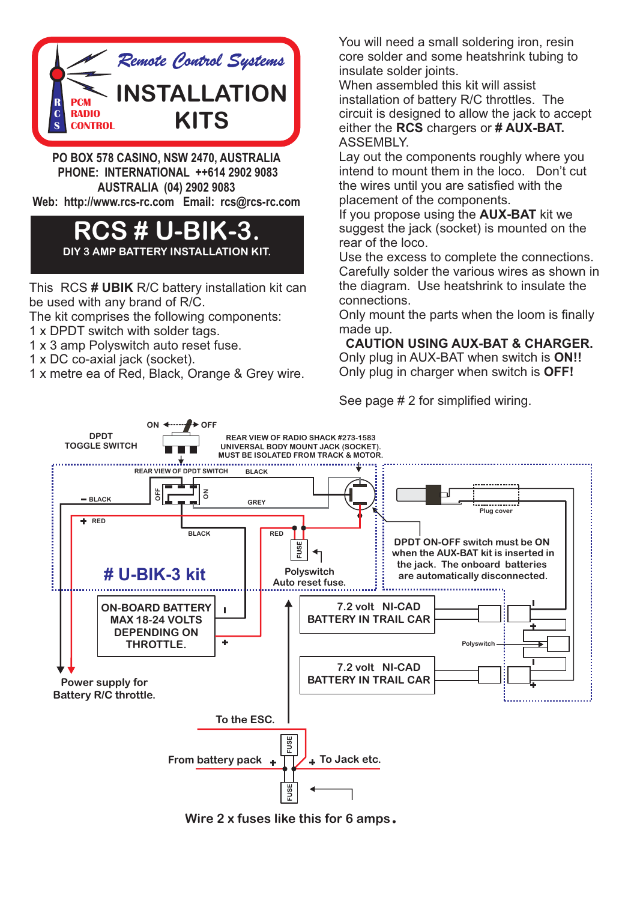# Remote Control Systems

## INSTALLATION KITS

RCS PCM RADIO CONTROL

**PO BOX 578 CASINO, NSW 2470, AUSTRALIA**
**PHONE: INTERNATIONAL ++614 2902 9083**
**AUSTRALIA (04) 2902 9083**
**Web: http://www.rcs-rc.com Email: rcs@rcs-rc.com**

# RCS # U-BIK-3.

**DIY 3 AMP BATTERY INSTALLATION KIT.**

This RCS **# UBIK** R/C battery installation kit can be used with any brand of R/C.
The kit comprises the following components:
1 x DPDT switch with solder tags.
1 x 3 amp Polyswitch auto reset fuse.
1 x DC co-axial jack (socket).
1 x metre ea of Red, Black, Orange & Grey wire.

You will need a small soldering iron, resin core solder and some heatshrink tubing to insulate solder joints.
When assembled this kit will assist installation of battery R/C throttles. The circuit is designed to allow the jack to accept either the **RCS** chargers or **# AUX-BAT.**
ASSEMBLY.
Lay out the components roughly where you intend to mount them in the loco. Don't cut the wires until you are satisfied with the placement of the components.
If you propose using the **AUX-BAT** kit we suggest the jack (socket) is mounted on the rear of the loco.
Use the excess to complete the connections.
Carefully solder the various wires as shown in the diagram. Use heatshrink to insulate the connections.
Only mount the parts when the loom is finally made up.

**CAUTION USING AUX-BAT & CHARGER.**
Only plug in AUX-BAT when switch is **ON!!**
Only plug in charger when switch is **OFF!**

See page # 2 for simplified wiring.

ON ◄ ► OFF
DPDT TOGGLE SWITCH

REAR VIEW OF RADIO SHACK #273-1583 UNIVERSAL BODY MOUNT JACK (SOCKET). MUST BE ISOLATED FROM TRACK & MOTOR.

REAR VIEW OF DPDT SWITCH

OFF ON

BLACK

− BLACK

GREY

+ RED

BLACK

RED

FUSE

Plug cover

**# U-BIK-3 kit**

Polyswitch Auto reset fuse.

**DPDT ON-OFF switch must be ON when the AUX-BAT kit is inserted in the jack. The onboard batteries are automatically disconnected.**

ON-BOARD BATTERY MAX 18-24 VOLTS DEPENDING ON THROTTLE.

7.2 volt NI-CAD BATTERY IN TRAIL CAR

Polyswitch

7.2 volt NI-CAD BATTERY IN TRAIL CAR

Power supply for Battery R/C throttle.

To the ESC.

From battery pack + FUSE + To Jack etc.

FUSE

**Wire 2 x fuses like this for 6 amps.**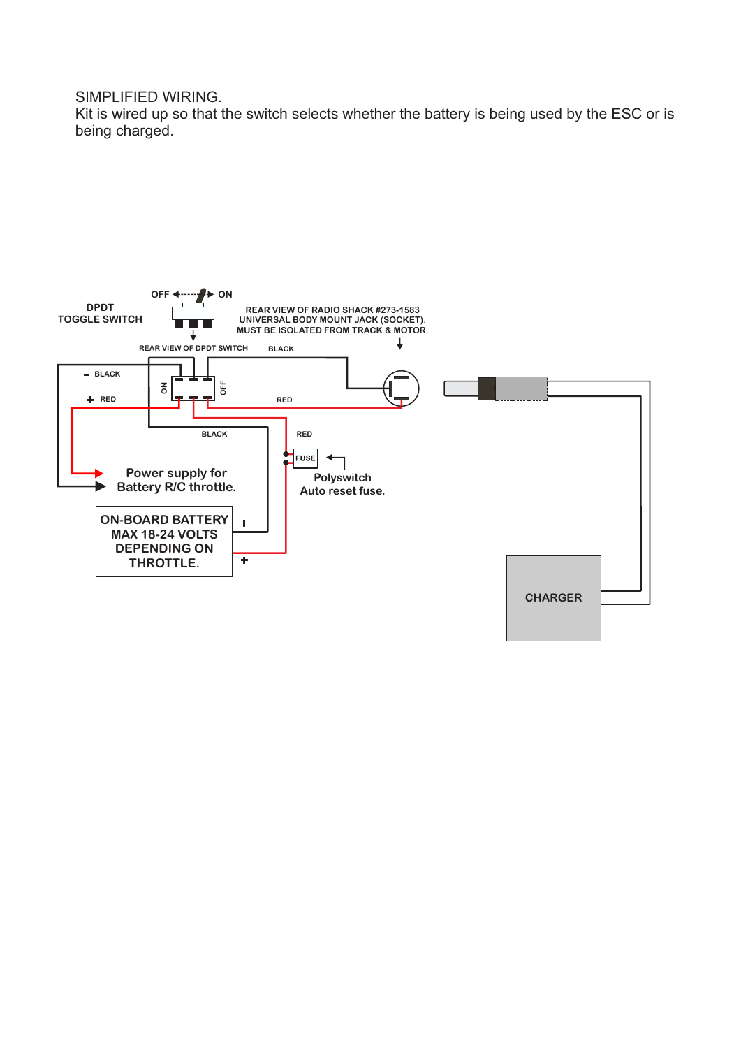SIMPLIFIED WIRING.
Kit is wired up so that the switch selects whether the battery is being used by the ESC or is being charged.

OFF ON

DPDT TOGGLE SWITCH

REAR VIEW OF DPDT SWITCH

REAR VIEW OF RADIO SHACK #273-1583
UNIVERSAL BODY MOUNT JACK (SOCKET).
MUST BE ISOLATED FROM TRACK & MOTOR.

BLACK

- BLACK

+ RED

ON

OFF

RED

BLACK

RED

FUSE

Polyswitch
Auto reset fuse.

Power supply for
Battery R/C throttle.

ON-BOARD BATTERY
MAX 18-24 VOLTS
DEPENDING ON
THROTTLE.

CHARGER